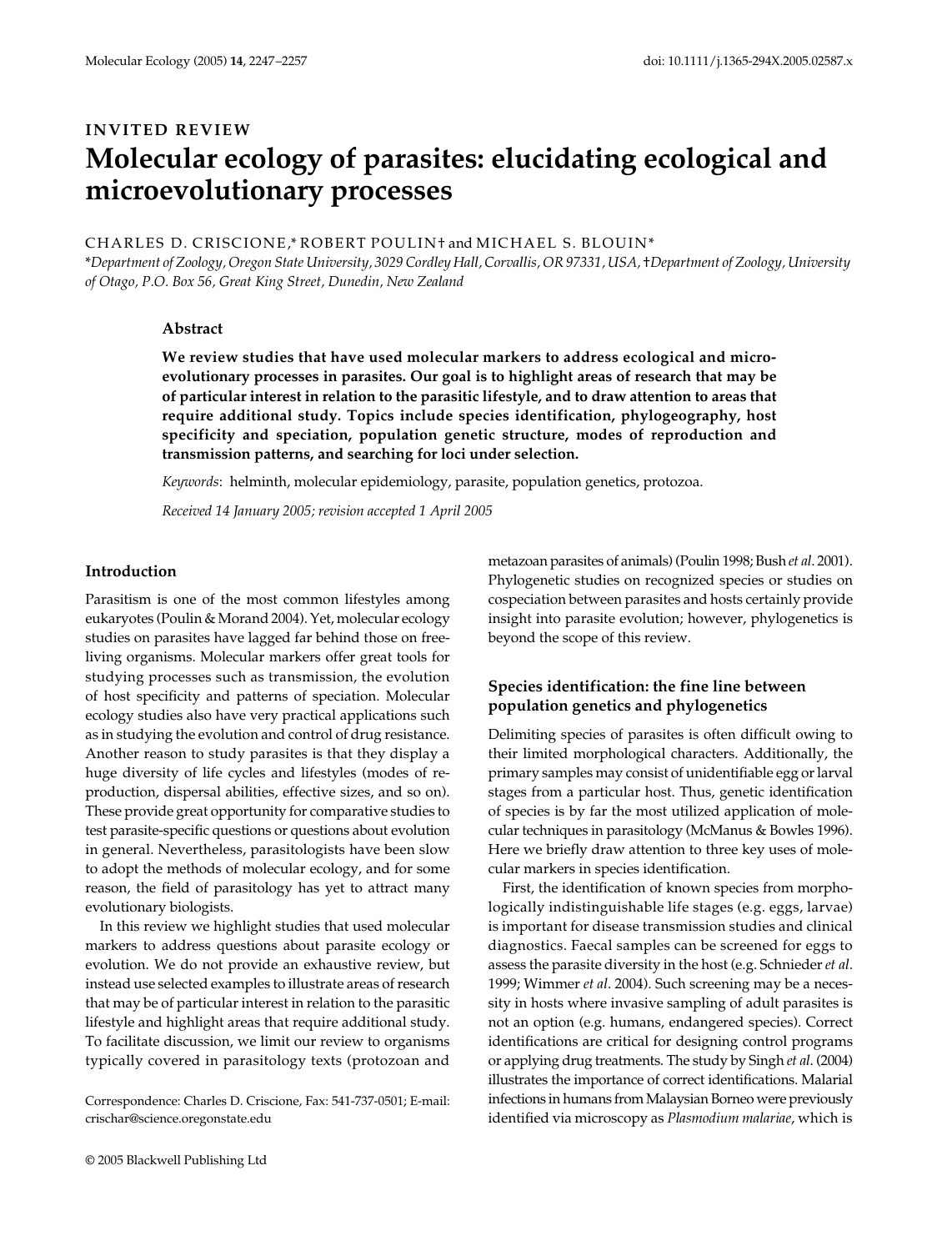INVITED REVIEW

# Molecular ecology of parasites: elucidating ecological and microevolutionary processes

CHARLES D. CRISCIONE,* ROBERT POULIN† and MICHAEL S. BLOUIN*

*Department of Zoology, Oregon State University, 3029 Cordley Hall, Corvallis, OR 97331, USA, †Department of Zoology, University of Otago, P.O. Box 56, Great King Street, Dunedin, New Zealand*

## Abstract

**We review studies that have used molecular markers to address ecological and micro-evolutionary processes in parasites. Our goal is to highlight areas of research that may be of particular interest in relation to the parasitic lifestyle, and to draw attention to areas that require additional study. Topics include species identification, phylogeography, host specificity and speciation, population genetic structure, modes of reproduction and transmission patterns, and searching for loci under selection.**

*Keywords*: helminth, molecular epidemiology, parasite, population genetics, protozoa.

*Received 14 January 2005; revision accepted 1 April 2005*

## Introduction

Parasitism is one of the most common lifestyles among eukaryotes (Poulin & Morand 2004). Yet, molecular ecology studies on parasites have lagged far behind those on free-living organisms. Molecular markers offer great tools for studying processes such as transmission, the evolution of host specificity and patterns of speciation. Molecular ecology studies also have very practical applications such as in studying the evolution and control of drug resistance. Another reason to study parasites is that they display a huge diversity of life cycles and lifestyles (modes of reproduction, dispersal abilities, effective sizes, and so on). These provide great opportunity for comparative studies to test parasite-specific questions or questions about evolution in general. Nevertheless, parasitologists have been slow to adopt the methods of molecular ecology, and for some reason, the field of parasitology has yet to attract many evolutionary biologists.

In this review we highlight studies that used molecular markers to address questions about parasite ecology or evolution. We do not provide an exhaustive review, but instead use selected examples to illustrate areas of research that may be of particular interest in relation to the parasitic lifestyle and highlight areas that require additional study. To facilitate discussion, we limit our review to organisms typically covered in parasitology texts (protozoan and metazoan parasites of animals) (Poulin 1998; Bush *et al*. 2001). Phylogenetic studies on recognized species or studies on cospeciation between parasites and hosts certainly provide insight into parasite evolution; however, phylogenetics is beyond the scope of this review.

Correspondence: Charles D. Criscione, Fax: 541-737-0501; E-mail: crischar@science.oregonstate.edu

## Species identification: the fine line between population genetics and phylogenetics

Delimiting species of parasites is often difficult owing to their limited morphological characters. Additionally, the primary samples may consist of unidentifiable egg or larval stages from a particular host. Thus, genetic identification of species is by far the most utilized application of molecular techniques in parasitology (McManus & Bowles 1996). Here we briefly draw attention to three key uses of molecular markers in species identification.

First, the identification of known species from morphologically indistinguishable life stages (e.g. eggs, larvae) is important for disease transmission studies and clinical diagnostics. Faecal samples can be screened for eggs to assess the parasite diversity in the host (e.g. Schnieder *et al*. 1999; Wimmer *et al*. 2004). Such screening may be a necessity in hosts where invasive sampling of adult parasites is not an option (e.g. humans, endangered species). Correct identifications are critical for designing control programs or applying drug treatments. The study by Singh *et al*. (2004) illustrates the importance of correct identifications. Malarial infections in humans from Malaysian Borneo were previously identified via microscopy as *Plasmodium malariae*, which is

© 2005 Blackwell Publishing Ltd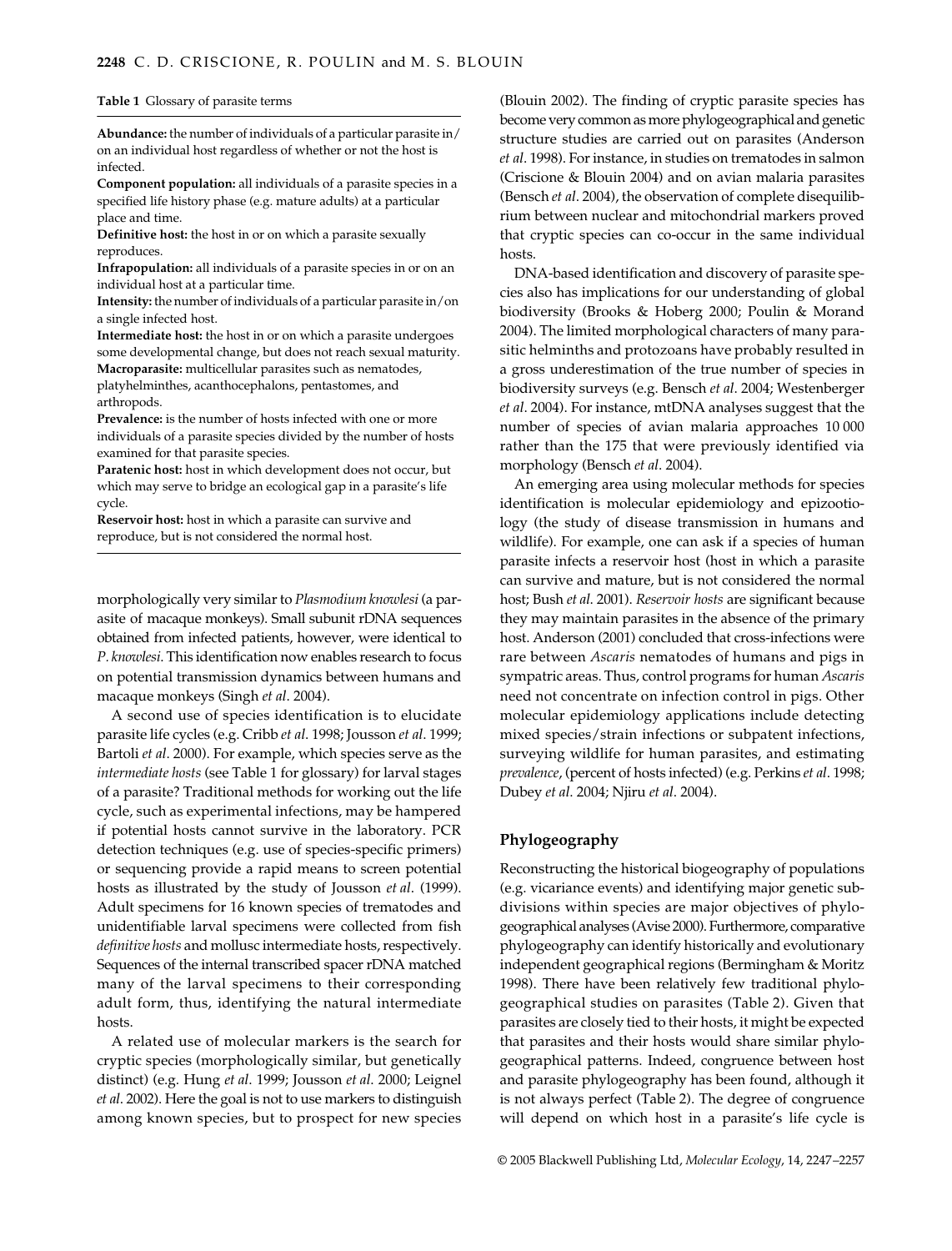**Table 1** Glossary of parasite terms

**Abundance:** the number of individuals of a particular parasite in/on an individual host regardless of whether or not the host is infected.
**Component population:** all individuals of a parasite species in a specified life history phase (e.g. mature adults) at a particular place and time.
**Definitive host:** the host in or on which a parasite sexually reproduces.
**Infrapopulation:** all individuals of a parasite species in or on an individual host at a particular time.
**Intensity:** the number of individuals of a particular parasite in/on a single infected host.
**Intermediate host:** the host in or on which a parasite undergoes some developmental change, but does not reach sexual maturity.
**Macroparasite:** multicellular parasites such as nematodes, platyhelminthes, acanthocephalons, pentastomes, and arthropods.
**Prevalence:** is the number of hosts infected with one or more individuals of a parasite species divided by the number of hosts examined for that parasite species.
**Paratenic host:** host in which development does not occur, but which may serve to bridge an ecological gap in a parasite's life cycle.
**Reservoir host:** host in which a parasite can survive and reproduce, but is not considered the normal host.

morphologically very similar to *Plasmodium knowlesi* (a parasite of macaque monkeys). Small subunit rDNA sequences obtained from infected patients, however, were identical to *P. knowlesi*. This identification now enables research to focus on potential transmission dynamics between humans and macaque monkeys (Singh *et al*. 2004).

A second use of species identification is to elucidate parasite life cycles (e.g. Cribb *et al*. 1998; Jousson *et al*. 1999; Bartoli *et al*. 2000). For example, which species serve as the *intermediate hosts* (see Table 1 for glossary) for larval stages of a parasite? Traditional methods for working out the life cycle, such as experimental infections, may be hampered if potential hosts cannot survive in the laboratory. PCR detection techniques (e.g. use of species-specific primers) or sequencing provide a rapid means to screen potential hosts as illustrated by the study of Jousson *et al*. (1999). Adult specimens for 16 known species of trematodes and unidentifiable larval specimens were collected from fish *definitive hosts* and mollusc intermediate hosts, respectively. Sequences of the internal transcribed spacer rDNA matched many of the larval specimens to their corresponding adult form, thus, identifying the natural intermediate hosts.

A related use of molecular markers is the search for cryptic species (morphologically similar, but genetically distinct) (e.g. Hung *et al*. 1999; Jousson *et al*. 2000; Leignel *et al*. 2002). Here the goal is not to use markers to distinguish among known species, but to prospect for new species (Blouin 2002). The finding of cryptic parasite species has become very common as more phylogeographical and genetic structure studies are carried out on parasites (Anderson *et al*. 1998). For instance, in studies on trematodes in salmon (Criscione & Blouin 2004) and on avian malaria parasites (Bensch *et al*. 2004), the observation of complete disequilibrium between nuclear and mitochondrial markers proved that cryptic species can co-occur in the same individual hosts.

DNA-based identification and discovery of parasite species also has implications for our understanding of global biodiversity (Brooks & Hoberg 2000; Poulin & Morand 2004). The limited morphological characters of many parasitic helminths and protozoans have probably resulted in a gross underestimation of the true number of species in biodiversity surveys (e.g. Bensch *et al*. 2004; Westenberger *et al*. 2004). For instance, mtDNA analyses suggest that the number of species of avian malaria approaches 10 000 rather than the 175 that were previously identified via morphology (Bensch *et al*. 2004).

An emerging area using molecular methods for species identification is molecular epidemiology and epizootiology (the study of disease transmission in humans and wildlife). For example, one can ask if a species of human parasite infects a reservoir host (host in which a parasite can survive and mature, but is not considered the normal host; Bush *et al*. 2001). *Reservoir hosts* are significant because they may maintain parasites in the absence of the primary host. Anderson (2001) concluded that cross-infections were rare between *Ascaris* nematodes of humans and pigs in sympatric areas. Thus, control programs for human *Ascaris* need not concentrate on infection control in pigs. Other molecular epidemiology applications include detecting mixed species/strain infections or subpatent infections, surveying wildlife for human parasites, and estimating *prevalence*, (percent of hosts infected) (e.g. Perkins *et al*. 1998; Dubey *et al*. 2004; Njiru *et al*. 2004).

## Phylogeography

Reconstructing the historical biogeography of populations (e.g. vicariance events) and identifying major genetic subdivisions within species are major objectives of phylogeographical analyses (Avise 2000). Furthermore, comparative phylogeography can identify historically and evolutionary independent geographical regions (Bermingham & Moritz 1998). There have been relatively few traditional phylogeographical studies on parasites (Table 2). Given that parasites are closely tied to their hosts, it might be expected that parasites and their hosts would share similar phylogeographical patterns. Indeed, congruence between host and parasite phylogeography has been found, although it is not always perfect (Table 2). The degree of congruence will depend on which host in a parasite's life cycle is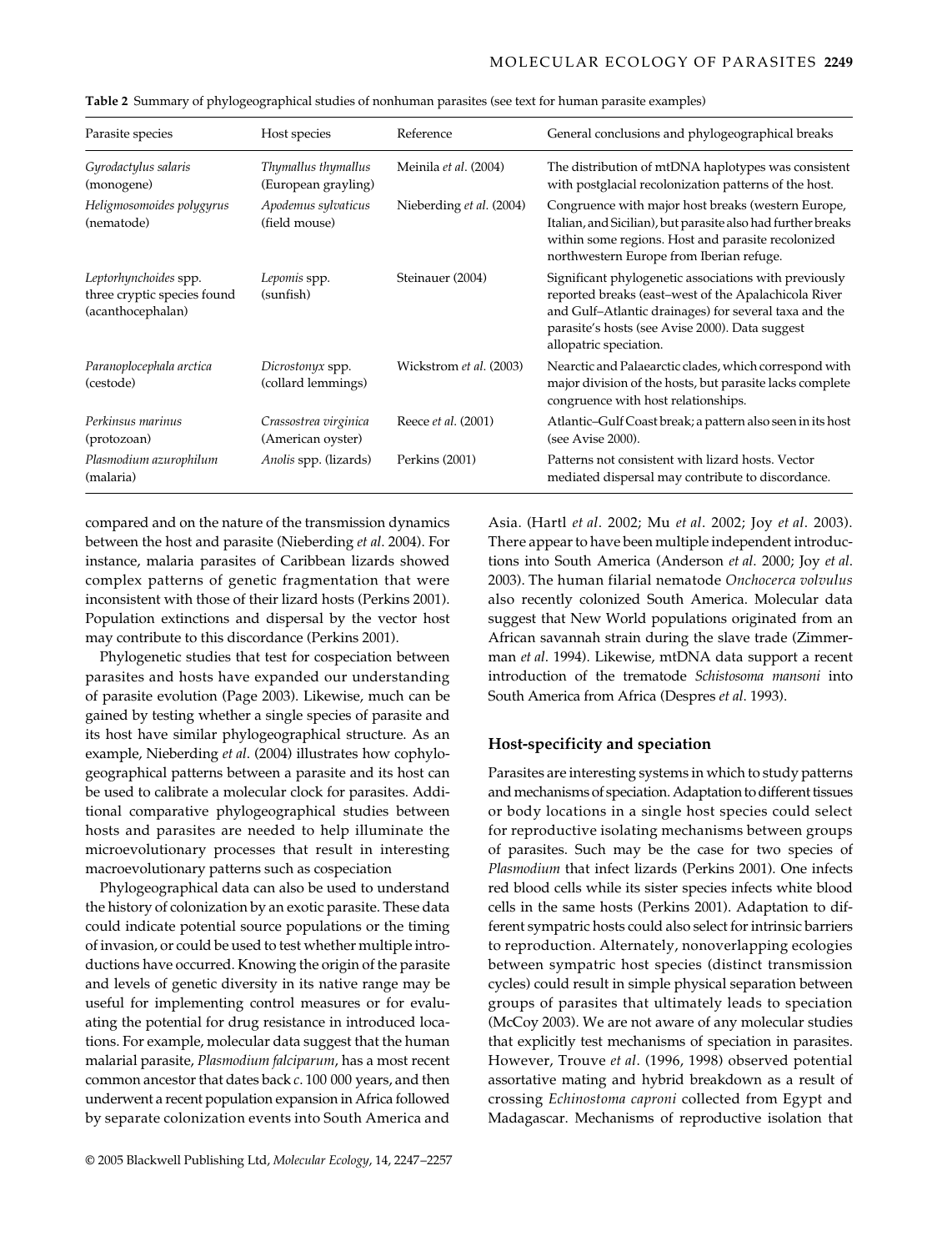**Table 2** Summary of phylogeographical studies of nonhuman parasites (see text for human parasite examples)

| Parasite species | Host species | Reference | General conclusions and phylogeographical breaks |
|---|---|---|---|
| *Gyrodactylus salaris* (monogene) | *Thymallus thymallus* (European grayling) | Meinila *et al*. (2004) | The distribution of mtDNA haplotypes was consistent with postglacial recolonization patterns of the host. |
| *Heligmosomoides polygyrus* (nematode) | *Apodemus sylvaticus* (field mouse) | Nieberding *et al*. (2004) | Congruence with major host breaks (western Europe, Italian, and Sicilian), but parasite also had further breaks within some regions. Host and parasite recolonized northwestern Europe from Iberian refuge. |
| *Leptorhynchoides* spp. three cryptic species found (acanthocephalan) | *Lepomis* spp. (sunfish) | Steinauer (2004) | Significant phylogenetic associations with previously reported breaks (east–west of the Apalachicola River and Gulf–Atlantic drainages) for several taxa and the parasite's hosts (see Avise 2000). Data suggest allopatric speciation. |
| *Paranoplocephala arctica* (cestode) | *Dicrostonyx* spp. (collard lemmings) | Wickstrom *et al*. (2003) | Nearctic and Palaearctic clades, which correspond with major division of the hosts, but parasite lacks complete congruence with host relationships. |
| *Perkinsus marinus* (protozoan) | *Crassostrea virginica* (American oyster) | Reece *et al*. (2001) | Atlantic–Gulf Coast break; a pattern also seen in its host (see Avise 2000). |
| *Plasmodium azurophilum* (malaria) | *Anolis* spp. (lizards) | Perkins (2001) | Patterns not consistent with lizard hosts. Vector mediated dispersal may contribute to discordance. |

compared and on the nature of the transmission dynamics between the host and parasite (Nieberding *et al*. 2004). For instance, malaria parasites of Caribbean lizards showed complex patterns of genetic fragmentation that were inconsistent with those of their lizard hosts (Perkins 2001). Population extinctions and dispersal by the vector host may contribute to this discordance (Perkins 2001).

Phylogenetic studies that test for cospeciation between parasites and hosts have expanded our understanding of parasite evolution (Page 2003). Likewise, much can be gained by testing whether a single species of parasite and its host have similar phylogeographical structure. As an example, Nieberding *et al*. (2004) illustrates how cophylogeographical patterns between a parasite and its host can be used to calibrate a molecular clock for parasites. Additional comparative phylogeographical studies between hosts and parasites are needed to help illuminate the microevolutionary processes that result in interesting macroevolutionary patterns such as cospeciation

Phylogeographical data can also be used to understand the history of colonization by an exotic parasite. These data could indicate potential source populations or the timing of invasion, or could be used to test whether multiple introductions have occurred. Knowing the origin of the parasite and levels of genetic diversity in its native range may be useful for implementing control measures or for evaluating the potential for drug resistance in introduced locations. For example, molecular data suggest that the human malarial parasite, *Plasmodium falciparum*, has a most recent common ancestor that dates back *c*. 100 000 years, and then underwent a recent population expansion in Africa followed by separate colonization events into South America and Asia. (Hartl *et al*. 2002; Mu *et al*. 2002; Joy *et al*. 2003). There appear to have been multiple independent introductions into South America (Anderson *et al*. 2000; Joy *et al*. 2003). The human filarial nematode *Onchocerca volvulus* also recently colonized South America. Molecular data suggest that New World populations originated from an African savannah strain during the slave trade (Zimmerman *et al*. 1994). Likewise, mtDNA data support a recent introduction of the trematode *Schistosoma mansoni* into South America from Africa (Despres *et al*. 1993).

## Host-specificity and speciation

Parasites are interesting systems in which to study patterns and mechanisms of speciation. Adaptation to different tissues or body locations in a single host species could select for reproductive isolating mechanisms between groups of parasites. Such may be the case for two species of *Plasmodium* that infect lizards (Perkins 2001). One infects red blood cells while its sister species infects white blood cells in the same hosts (Perkins 2001). Adaptation to different sympatric hosts could also select for intrinsic barriers to reproduction. Alternately, nonoverlapping ecologies between sympatric host species (distinct transmission cycles) could result in simple physical separation between groups of parasites that ultimately leads to speciation (McCoy 2003). We are not aware of any molecular studies that explicitly test mechanisms of speciation in parasites. However, Trouve *et al*. (1996, 1998) observed potential assortative mating and hybrid breakdown as a result of crossing *Echinostoma caproni* collected from Egypt and Madagascar. Mechanisms of reproductive isolation that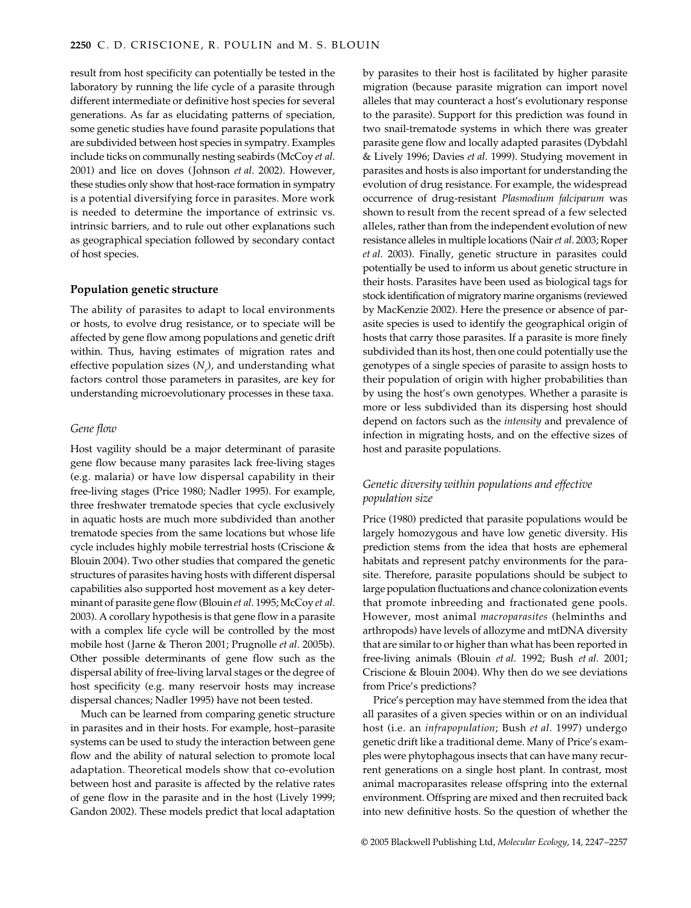result from host specificity can potentially be tested in the laboratory by running the life cycle of a parasite through different intermediate or definitive host species for several generations. As far as elucidating patterns of speciation, some genetic studies have found parasite populations that are subdivided between host species in sympatry. Examples include ticks on communally nesting seabirds (McCoy *et al*. 2001) and lice on doves (Johnson *et al*. 2002). However, these studies only show that host-race formation in sympatry is a potential diversifying force in parasites. More work is needed to determine the importance of extrinsic vs. intrinsic barriers, and to rule out other explanations such as geographical speciation followed by secondary contact of host species.

## Population genetic structure

The ability of parasites to adapt to local environments or hosts, to evolve drug resistance, or to speciate will be affected by gene flow among populations and genetic drift within. Thus, having estimates of migration rates and effective population sizes ($N_e$), and understanding what factors control those parameters in parasites, are key for understanding microevolutionary processes in these taxa.

### *Gene flow*

Host vagility should be a major determinant of parasite gene flow because many parasites lack free-living stages (e.g. malaria) or have low dispersal capability in their free-living stages (Price 1980; Nadler 1995). For example, three freshwater trematode species that cycle exclusively in aquatic hosts are much more subdivided than another trematode species from the same locations but whose life cycle includes highly mobile terrestrial hosts (Criscione & Blouin 2004). Two other studies that compared the genetic structures of parasites having hosts with different dispersal capabilities also supported host movement as a key determinant of parasite gene flow (Blouin *et al*. 1995; McCoy *et al*. 2003). A corollary hypothesis is that gene flow in a parasite with a complex life cycle will be controlled by the most mobile host (Jarne & Theron 2001; Prugnolle *et al*. 2005b). Other possible determinants of gene flow such as the dispersal ability of free-living larval stages or the degree of host specificity (e.g. many reservoir hosts may increase dispersal chances; Nadler 1995) have not been tested.

Much can be learned from comparing genetic structure in parasites and in their hosts. For example, host–parasite systems can be used to study the interaction between gene flow and the ability of natural selection to promote local adaptation. Theoretical models show that co-evolution between host and parasite is affected by the relative rates of gene flow in the parasite and in the host (Lively 1999; Gandon 2002). These models predict that local adaptation by parasites to their host is facilitated by higher parasite migration (because parasite migration can import novel alleles that may counteract a host's evolutionary response to the parasite). Support for this prediction was found in two snail-trematode systems in which there was greater parasite gene flow and locally adapted parasites (Dybdahl & Lively 1996; Davies *et al*. 1999). Studying movement in parasites and hosts is also important for understanding the evolution of drug resistance. For example, the widespread occurrence of drug-resistant *Plasmodium falciparum* was shown to result from the recent spread of a few selected alleles, rather than from the independent evolution of new resistance alleles in multiple locations (Nair *et al*. 2003; Roper *et al*. 2003). Finally, genetic structure in parasites could potentially be used to inform us about genetic structure in their hosts. Parasites have been used as biological tags for stock identification of migratory marine organisms (reviewed by MacKenzie 2002). Here the presence or absence of parasite species is used to identify the geographical origin of hosts that carry those parasites. If a parasite is more finely subdivided than its host, then one could potentially use the genotypes of a single species of parasite to assign hosts to their population of origin with higher probabilities than by using the host's own genotypes. Whether a parasite is more or less subdivided than its dispersing host should depend on factors such as the *intensity* and prevalence of infection in migrating hosts, and on the effective sizes of host and parasite populations.

### *Genetic diversity within populations and effective population size*

Price (1980) predicted that parasite populations would be largely homozygous and have low genetic diversity. His prediction stems from the idea that hosts are ephemeral habitats and represent patchy environments for the parasite. Therefore, parasite populations should be subject to large population fluctuations and chance colonization events that promote inbreeding and fractionated gene pools. However, most animal *macroparasites* (helminths and arthropods) have levels of allozyme and mtDNA diversity that are similar to or higher than what has been reported in free-living animals (Blouin *et al*. 1992; Bush *et al*. 2001; Criscione & Blouin 2004). Why then do we see deviations from Price's predictions?

Price's perception may have stemmed from the idea that all parasites of a given species within or on an individual host (i.e. an *infrapopulation*; Bush *et al*. 1997) undergo genetic drift like a traditional deme. Many of Price's examples were phytophagous insects that can have many recurrent generations on a single host plant. In contrast, most animal macroparasites release offspring into the external environment. Offspring are mixed and then recruited back into new definitive hosts. So the question of whether the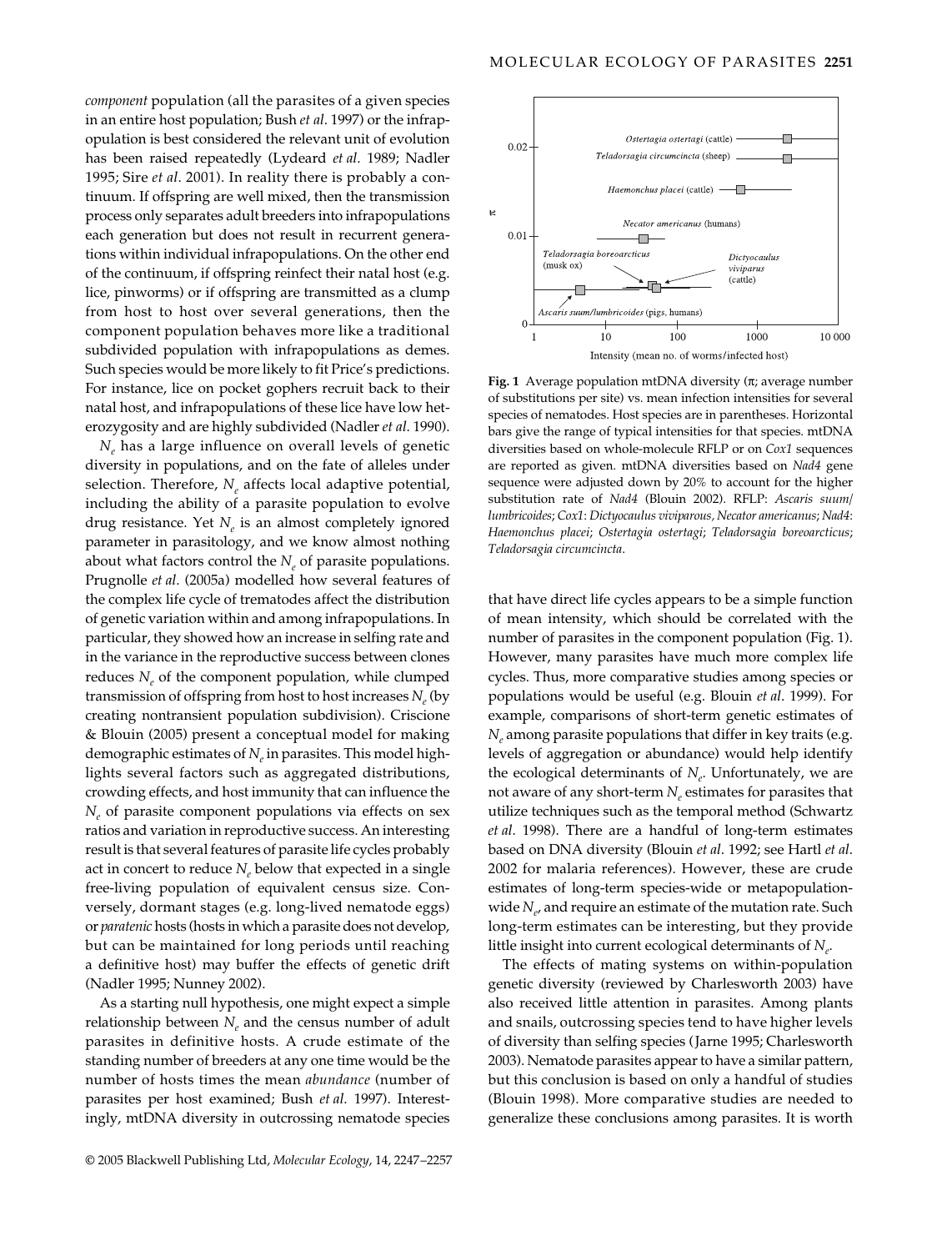*component* population (all the parasites of a given species in an entire host population; Bush *et al*. 1997) or the infrapopulation is best considered the relevant unit of evolution has been raised repeatedly (Lydeard *et al*. 1989; Nadler 1995; Sire *et al*. 2001). In reality there is probably a continuum. If offspring are well mixed, then the transmission process only separates adult breeders into infrapopulations each generation but does not result in recurrent generations within individual infrapopulations. On the other end of the continuum, if offspring reinfect their natal host (e.g. lice, pinworms) or if offspring are transmitted as a clump from host to host over several generations, then the component population behaves more like a traditional subdivided population with infrapopulations as demes. Such species would be more likely to fit Price's predictions. For instance, lice on pocket gophers recruit back to their natal host, and infrapopulations of these lice have low heterozygosity and are highly subdivided (Nadler *et al*. 1990).

$N_e$ has a large influence on overall levels of genetic diversity in populations, and on the fate of alleles under selection. Therefore, $N_e$ affects local adaptive potential, including the ability of a parasite population to evolve drug resistance. Yet $N_e$ is an almost completely ignored parameter in parasitology, and we know almost nothing about what factors control the $N_e$ of parasite populations. Prugnolle *et al*. (2005a) modelled how several features of the complex life cycle of trematodes affect the distribution of genetic variation within and among infrapopulations. In particular, they showed how an increase in selfing rate and in the variance in the reproductive success between clones reduces $N_e$ of the component population, while clumped transmission of offspring from host to host increases $N_e$ (by creating nontransient population subdivision). Criscione & Blouin (2005) present a conceptual model for making demographic estimates of $N_e$ in parasites. This model highlights several factors such as aggregated distributions, crowding effects, and host immunity that can influence the $N_e$ of parasite component populations via effects on sex ratios and variation in reproductive success. An interesting result is that several features of parasite life cycles probably act in concert to reduce $N_e$ below that expected in a single free-living population of equivalent census size. Conversely, dormant stages (e.g. long-lived nematode eggs) or *paratenic* hosts (hosts in which a parasite does not develop, but can be maintained for long periods until reaching a definitive host) may buffer the effects of genetic drift (Nadler 1995; Nunney 2002).

As a starting null hypothesis, one might expect a simple relationship between $N_e$ and the census number of adult parasites in definitive hosts. A crude estimate of the standing number of breeders at any one time would be the number of hosts times the mean *abundance* (number of parasites per host examined; Bush *et al*. 1997). Interestingly, mtDNA diversity in outcrossing nematode species that have direct life cycles appears to be a simple function of mean intensity, which should be correlated with the number of parasites in the component population (Fig. 1). However, many parasites have much more complex life cycles. Thus, more comparative studies among species or populations would be useful (e.g. Blouin *et al*. 1999). For example, comparisons of short-term genetic estimates of $N_e$ among parasite populations that differ in key traits (e.g. levels of aggregation or abundance) would help identify the ecological determinants of $N_e$. Unfortunately, we are not aware of any short-term $N_e$ estimates for parasites that utilize techniques such as the temporal method (Schwartz *et al*. 1998). There are a handful of long-term estimates based on DNA diversity (Blouin *et al*. 1992; see Hartl *et al*. 2002 for malaria references). However, these are crude estimates of long-term species-wide or metapopulation-wide $N_e$, and require an estimate of the mutation rate. Such long-term estimates can be interesting, but they provide little insight into current ecological determinants of $N_e$.

**Fig. 1** Average population mtDNA diversity (π; average number of substitutions per site) vs. mean infection intensities for several species of nematodes. Host species are in parentheses. Horizontal bars give the range of typical intensities for that species. mtDNA diversities based on whole-molecule RFLP or on *Cox1* sequences are reported as given. mtDNA diversities based on *Nad4* gene sequence were adjusted down by 20% to account for the higher substitution rate of *Nad4* (Blouin 2002). RFLP: *Ascaris suum*/*lumbricoides*; *Cox1*: *Dictyocaulus viviparous*, *Necator americanus*; *Nad4*: *Haemonchus placei*; *Ostertagia ostertagi*; *Teladorsagia boreoarcticus*; *Teladorsagia circumcincta*.

The effects of mating systems on within-population genetic diversity (reviewed by Charlesworth 2003) have also received little attention in parasites. Among plants and snails, outcrossing species tend to have higher levels of diversity than selfing species (Jarne 1995; Charlesworth 2003). Nematode parasites appear to have a similar pattern, but this conclusion is based on only a handful of studies (Blouin 1998). More comparative studies are needed to generalize these conclusions among parasites. It is worth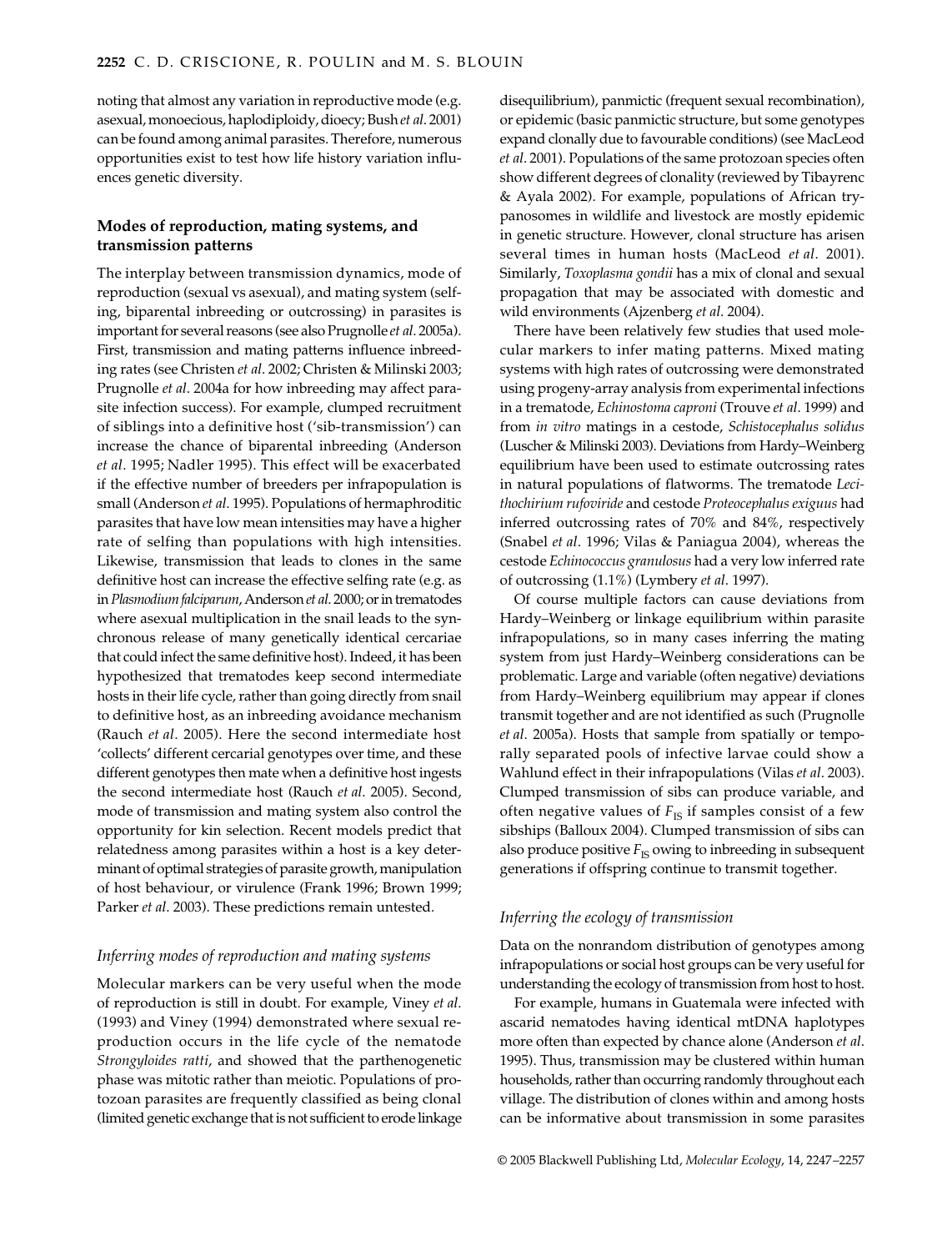noting that almost any variation in reproductive mode (e.g. asexual, monoecious, haplodiploidy, dioecy; Bush *et al*. 2001) can be found among animal parasites. Therefore, numerous opportunities exist to test how life history variation influences genetic diversity.

## Modes of reproduction, mating systems, and transmission patterns

The interplay between transmission dynamics, mode of reproduction (sexual vs asexual), and mating system (selfing, biparental inbreeding or outcrossing) in parasites is important for several reasons (see also Prugnolle *et al*. 2005a). First, transmission and mating patterns influence inbreeding rates (see Christen *et al*. 2002; Christen & Milinski 2003; Prugnolle *et al*. 2004a for how inbreeding may affect parasite infection success). For example, clumped recruitment of siblings into a definitive host ('sib-transmission') can increase the chance of biparental inbreeding (Anderson *et al*. 1995; Nadler 1995). This effect will be exacerbated if the effective number of breeders per infrapopulation is small (Anderson *et al*. 1995). Populations of hermaphroditic parasites that have low mean intensities may have a higher rate of selfing than populations with high intensities. Likewise, transmission that leads to clones in the same definitive host can increase the effective selfing rate (e.g. as in *Plasmodium falciparum*, Anderson *et al*. 2000; or in trematodes where asexual multiplication in the snail leads to the synchronous release of many genetically identical cercariae that could infect the same definitive host). Indeed, it has been hypothesized that trematodes keep second intermediate hosts in their life cycle, rather than going directly from snail to definitive host, as an inbreeding avoidance mechanism (Rauch *et al*. 2005). Here the second intermediate host 'collects' different cercarial genotypes over time, and these different genotypes then mate when a definitive host ingests the second intermediate host (Rauch *et al*. 2005). Second, mode of transmission and mating system also control the opportunity for kin selection. Recent models predict that relatedness among parasites within a host is a key determinant of optimal strategies of parasite growth, manipulation of host behaviour, or virulence (Frank 1996; Brown 1999; Parker *et al*. 2003). These predictions remain untested.

### *Inferring modes of reproduction and mating systems*

Molecular markers can be very useful when the mode of reproduction is still in doubt. For example, Viney *et al*. (1993) and Viney (1994) demonstrated where sexual reproduction occurs in the life cycle of the nematode *Strongyloides ratti*, and showed that the parthenogenetic phase was mitotic rather than meiotic. Populations of protozoan parasites are frequently classified as being clonal (limited genetic exchange that is not sufficient to erode linkage disequilibrium), panmictic (frequent sexual recombination), or epidemic (basic panmictic structure, but some genotypes expand clonally due to favourable conditions) (see MacLeod *et al*. 2001). Populations of the same protozoan species often show different degrees of clonality (reviewed by Tibayrenc & Ayala 2002). For example, populations of African trypanosomes in wildlife and livestock are mostly epidemic in genetic structure. However, clonal structure has arisen several times in human hosts (MacLeod *et al*. 2001). Similarly, *Toxoplasma gondii* has a mix of clonal and sexual propagation that may be associated with domestic and wild environments (Ajzenberg *et al*. 2004).

There have been relatively few studies that used molecular markers to infer mating patterns. Mixed mating systems with high rates of outcrossing were demonstrated using progeny-array analysis from experimental infections in a trematode, *Echinostoma caproni* (Trouve *et al*. 1999) and from *in vitro* matings in a cestode, *Schistocephalus solidus* (Luscher & Milinski 2003). Deviations from Hardy–Weinberg equilibrium have been used to estimate outcrossing rates in natural populations of flatworms. The trematode *Lecithochirium rufoviride* and cestode *Proteocephalus exiguus* had inferred outcrossing rates of 70% and 84%, respectively (Snabel *et al*. 1996; Vilas & Paniagua 2004), whereas the cestode *Echinococcus granulosus* had a very low inferred rate of outcrossing (1.1%) (Lymbery *et al*. 1997).

Of course multiple factors can cause deviations from Hardy–Weinberg or linkage equilibrium within parasite infrapopulations, so in many cases inferring the mating system from just Hardy–Weinberg considerations can be problematic. Large and variable (often negative) deviations from Hardy–Weinberg equilibrium may appear if clones transmit together and are not identified as such (Prugnolle *et al*. 2005a). Hosts that sample from spatially or temporally separated pools of infective larvae could show a Wahlund effect in their infrapopulations (Vilas *et al*. 2003). Clumped transmission of sibs can produce variable, and often negative values of $F_{IS}$ if samples consist of a few sibships (Balloux 2004). Clumped transmission of sibs can also produce positive $F_{IS}$ owing to inbreeding in subsequent generations if offspring continue to transmit together.

### *Inferring the ecology of transmission*

Data on the nonrandom distribution of genotypes among infrapopulations or social host groups can be very useful for understanding the ecology of transmission from host to host.

For example, humans in Guatemala were infected with ascarid nematodes having identical mtDNA haplotypes more often than expected by chance alone (Anderson *et al*. 1995). Thus, transmission may be clustered within human households, rather than occurring randomly throughout each village. The distribution of clones within and among hosts can be informative about transmission in some parasites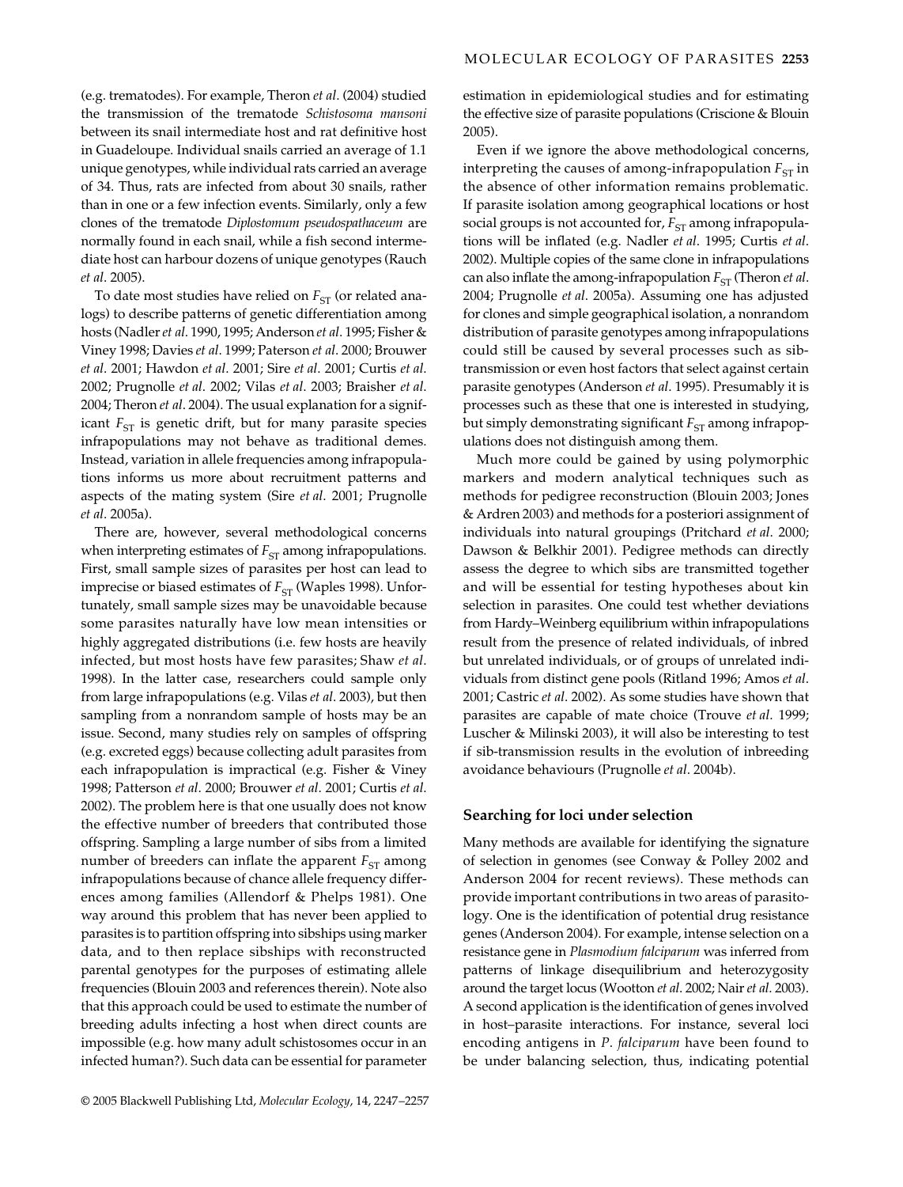(e.g. trematodes). For example, Theron *et al*. (2004) studied the transmission of the trematode *Schistosoma mansoni* between its snail intermediate host and rat definitive host in Guadeloupe. Individual snails carried an average of 1.1 unique genotypes, while individual rats carried an average of 34. Thus, rats are infected from about 30 snails, rather than in one or a few infection events. Similarly, only a few clones of the trematode *Diplostomum pseudospathaceum* are normally found in each snail, while a fish second intermediate host can harbour dozens of unique genotypes (Rauch *et al*. 2005).

To date most studies have relied on $F_{ST}$ (or related analogs) to describe patterns of genetic differentiation among hosts (Nadler *et al*. 1990, 1995; Anderson *et al*. 1995; Fisher & Viney 1998; Davies *et al*. 1999; Paterson *et al*. 2000; Brouwer *et al*. 2001; Hawdon *et al*. 2001; Sire *et al*. 2001; Curtis *et al*. 2002; Prugnolle *et al*. 2002; Vilas *et al*. 2003; Braisher *et al*. 2004; Theron *et al*. 2004). The usual explanation for a significant $F_{ST}$ is genetic drift, but for many parasite species infrapopulations may not behave as traditional demes. Instead, variation in allele frequencies among infrapopulations informs us more about recruitment patterns and aspects of the mating system (Sire *et al*. 2001; Prugnolle *et al*. 2005a).

There are, however, several methodological concerns when interpreting estimates of $F_{ST}$ among infrapopulations. First, small sample sizes of parasites per host can lead to imprecise or biased estimates of $F_{ST}$ (Waples 1998). Unfortunately, small sample sizes may be unavoidable because some parasites naturally have low mean intensities or highly aggregated distributions (i.e. few hosts are heavily infected, but most hosts have few parasites; Shaw *et al*. 1998). In the latter case, researchers could sample only from large infrapopulations (e.g. Vilas *et al*. 2003), but then sampling from a nonrandom sample of hosts may be an issue. Second, many studies rely on samples of offspring (e.g. excreted eggs) because collecting adult parasites from each infrapopulation is impractical (e.g. Fisher & Viney 1998; Patterson *et al*. 2000; Brouwer *et al*. 2001; Curtis *et al*. 2002). The problem here is that one usually does not know the effective number of breeders that contributed those offspring. Sampling a large number of sibs from a limited number of breeders can inflate the apparent $F_{ST}$ among infrapopulations because of chance allele frequency differences among families (Allendorf & Phelps 1981). One way around this problem that has never been applied to parasites is to partition offspring into sibships using marker data, and to then replace sibships with reconstructed parental genotypes for the purposes of estimating allele frequencies (Blouin 2003 and references therein). Note also that this approach could be used to estimate the number of breeding adults infecting a host when direct counts are impossible (e.g. how many adult schistosomes occur in an infected human?). Such data can be essential for parameter estimation in epidemiological studies and for estimating the effective size of parasite populations (Criscione & Blouin 2005).

Even if we ignore the above methodological concerns, interpreting the causes of among-infrapopulation $F_{ST}$ in the absence of other information remains problematic. If parasite isolation among geographical locations or host social groups is not accounted for, $F_{ST}$ among infrapopulations will be inflated (e.g. Nadler *et al*. 1995; Curtis *et al*. 2002). Multiple copies of the same clone in infrapopulations can also inflate the among-infrapopulation $F_{ST}$ (Theron *et al*. 2004; Prugnolle *et al*. 2005a). Assuming one has adjusted for clones and simple geographical isolation, a nonrandom distribution of parasite genotypes among infrapopulations could still be caused by several processes such as sib-transmission or even host factors that select against certain parasite genotypes (Anderson *et al*. 1995). Presumably it is processes such as these that one is interested in studying, but simply demonstrating significant $F_{ST}$ among infrapopulations does not distinguish among them.

Much more could be gained by using polymorphic markers and modern analytical techniques such as methods for pedigree reconstruction (Blouin 2003; Jones & Ardren 2003) and methods for a posteriori assignment of individuals into natural groupings (Pritchard *et al*. 2000; Dawson & Belkhir 2001). Pedigree methods can directly assess the degree to which sibs are transmitted together and will be essential for testing hypotheses about kin selection in parasites. One could test whether deviations from Hardy–Weinberg equilibrium within infrapopulations result from the presence of related individuals, of inbred but unrelated individuals, or of groups of unrelated individuals from distinct gene pools (Ritland 1996; Amos *et al*. 2001; Castric *et al*. 2002). As some studies have shown that parasites are capable of mate choice (Trouve *et al*. 1999; Luscher & Milinski 2003), it will also be interesting to test if sib-transmission results in the evolution of inbreeding avoidance behaviours (Prugnolle *et al*. 2004b).

### Searching for loci under selection

Many methods are available for identifying the signature of selection in genomes (see Conway & Polley 2002 and Anderson 2004 for recent reviews). These methods can provide important contributions in two areas of parasitology. One is the identification of potential drug resistance genes (Anderson 2004). For example, intense selection on a resistance gene in *Plasmodium falciparum* was inferred from patterns of linkage disequilibrium and heterozygosity around the target locus (Wootton *et al*. 2002; Nair *et al*. 2003). A second application is the identification of genes involved in host–parasite interactions. For instance, several loci encoding antigens in *P. falciparum* have been found to be under balancing selection, thus, indicating potential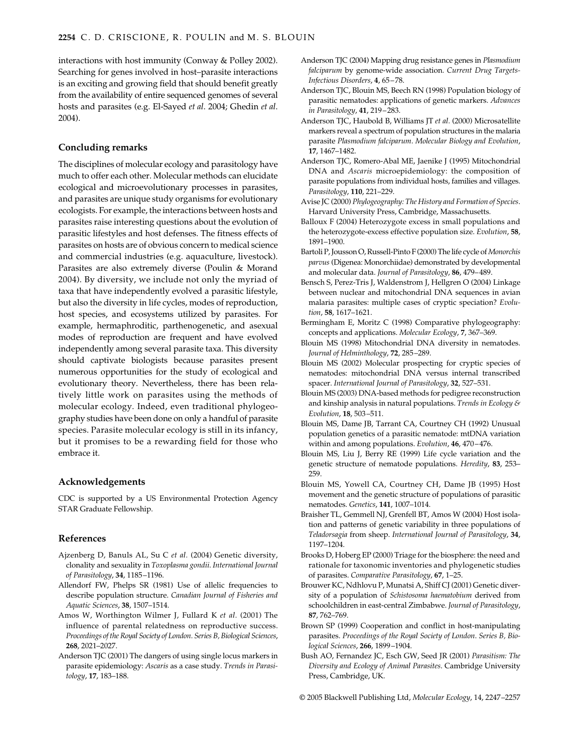interactions with host immunity (Conway & Polley 2002). Searching for genes involved in host–parasite interactions is an exciting and growing field that should benefit greatly from the availability of entire sequenced genomes of several hosts and parasites (e.g. El-Sayed *et al*. 2004; Ghedin *et al*. 2004).

## Concluding remarks

The disciplines of molecular ecology and parasitology have much to offer each other. Molecular methods can elucidate ecological and microevolutionary processes in parasites, and parasites are unique study organisms for evolutionary ecologists. For example, the interactions between hosts and parasites raise interesting questions about the evolution of parasitic lifestyles and host defenses. The fitness effects of parasites on hosts are of obvious concern to medical science and commercial industries (e.g. aquaculture, livestock). Parasites are also extremely diverse (Poulin & Morand 2004). By diversity, we include not only the myriad of taxa that have independently evolved a parasitic lifestyle, but also the diversity in life cycles, modes of reproduction, host species, and ecosystems utilized by parasites. For example, hermaphroditic, parthenogenetic, and asexual modes of reproduction are frequent and have evolved independently among several parasite taxa. This diversity should captivate biologists because parasites present numerous opportunities for the study of ecological and evolutionary theory. Nevertheless, there has been relatively little work on parasites using the methods of molecular ecology. Indeed, even traditional phylogeography studies have been done on only a handful of parasite species. Parasite molecular ecology is still in its infancy, but it promises to be a rewarding field for those who embrace it.

## Acknowledgements

CDC is supported by a US Environmental Protection Agency STAR Graduate Fellowship.

## References

Ajzenberg D, Banuls AL, Su C *et al*. (2004) Genetic diversity, clonality and sexuality in *Toxoplasma gondii*. *International Journal of Parasitology*, **34**, 1185–1196.

Allendorf FW, Phelps SR (1981) Use of allelic frequencies to describe population structure. *Canadian Journal of Fisheries and Aquatic Sciences*, **38**, 1507–1514.

Amos W, Worthington Wilmer J, Fullard K *et al*. (2001) The influence of parental relatedness on reproductive success. *Proceedings of the Royal Society of London. Series B, Biological Sciences*, **268**, 2021–2027.

Anderson TJC (2001) The dangers of using single locus markers in parasite epidemiology: *Ascaris* as a case study. *Trends in Parasitology*, **17**, 183–188.

Anderson TJC (2004) Mapping drug resistance genes in *Plasmodium falciparum* by genome-wide association. *Current Drug Targets-Infectious Disorders*, **4**, 65–78.

Anderson TJC, Blouin MS, Beech RN (1998) Population biology of parasitic nematodes: applications of genetic markers. *Advances in Parasitology*, **41**, 219–283.

Anderson TJC, Haubold B, Williams JT *et al*. (2000) Microsatellite markers reveal a spectrum of population structures in the malaria parasite *Plasmodium falciparum*. *Molecular Biology and Evolution*, **17**, 1467–1482.

Anderson TJC, Romero-Abal ME, Jaenike J (1995) Mitochondrial DNA and *Ascaris* microepidemiology: the composition of parasite populations from individual hosts, families and villages. *Parasitology*, **110**, 221–229.

Avise JC (2000) *Phylogeography: The History and Formation of Species*. Harvard University Press, Cambridge, Massachusetts.

Balloux F (2004) Heterozygote excess in small populations and the heterozygote-excess effective population size. *Evolution*, **58**, 1891–1900.

Bartoli P, Jousson O, Russell-Pinto F (2000) The life cycle of *Monorchis parvus* (Digenea: Monorchiidae) demonstrated by developmental and molecular data. *Journal of Parasitology*, **86**, 479–489.

Bensch S, Perez-Tris J, Waldenstrom J, Hellgren O (2004) Linkage between nuclear and mitochondrial DNA sequences in avian malaria parasites: multiple cases of cryptic speciation? *Evolution*, **58**, 1617–1621.

Bermingham E, Moritz C (1998) Comparative phylogeography: concepts and applications. *Molecular Ecology*, **7**, 367–369.

Blouin MS (1998) Mitochondrial DNA diversity in nematodes. *Journal of Helminthology*, **72**, 285–289.

Blouin MS (2002) Molecular prospecting for cryptic species of nematodes: mitochondrial DNA versus internal transcribed spacer. *International Journal of Parasitology*, **32**, 527–531.

Blouin MS (2003) DNA-based methods for pedigree reconstruction and kinship analysis in natural populations. *Trends in Ecology & Evolution*, **18**, 503–511.

Blouin MS, Dame JB, Tarrant CA, Courtney CH (1992) Unusual population genetics of a parasitic nematode: mtDNA variation within and among populations. *Evolution*, **46**, 470–476.

Blouin MS, Liu J, Berry RE (1999) Life cycle variation and the genetic structure of nematode populations. *Heredity*, **83**, 253–259.

Blouin MS, Yowell CA, Courtney CH, Dame JB (1995) Host movement and the genetic structure of populations of parasitic nematodes. *Genetics*, **141**, 1007–1014.

Braisher TL, Gemmell NJ, Grenfell BT, Amos W (2004) Host isolation and patterns of genetic variability in three populations of *Teladorsagia* from sheep. *International Journal of Parasitology*, **34**, 1197–1204.

Brooks D, Hoberg EP (2000) Triage for the biosphere: the need and rationale for taxonomic inventories and phylogenetic studies of parasites. *Comparative Parasitology*, **67**, 1–25.

Brouwer KC, Ndhlovu P, Munatsi A, Shiff CJ (2001) Genetic diversity of a population of *Schistosoma haematobium* derived from schoolchildren in east-central Zimbabwe. *Journal of Parasitology*, **87**, 762–769.

Brown SP (1999) Cooperation and conflict in host-manipulating parasites. *Proceedings of the Royal Society of London. Series B, Biological Sciences*, **266**, 1899–1904.

Bush AO, Fernandez JC, Esch GW, Seed JR (2001) *Parasitism: The Diversity and Ecology of Animal Parasites*. Cambridge University Press, Cambridge, UK.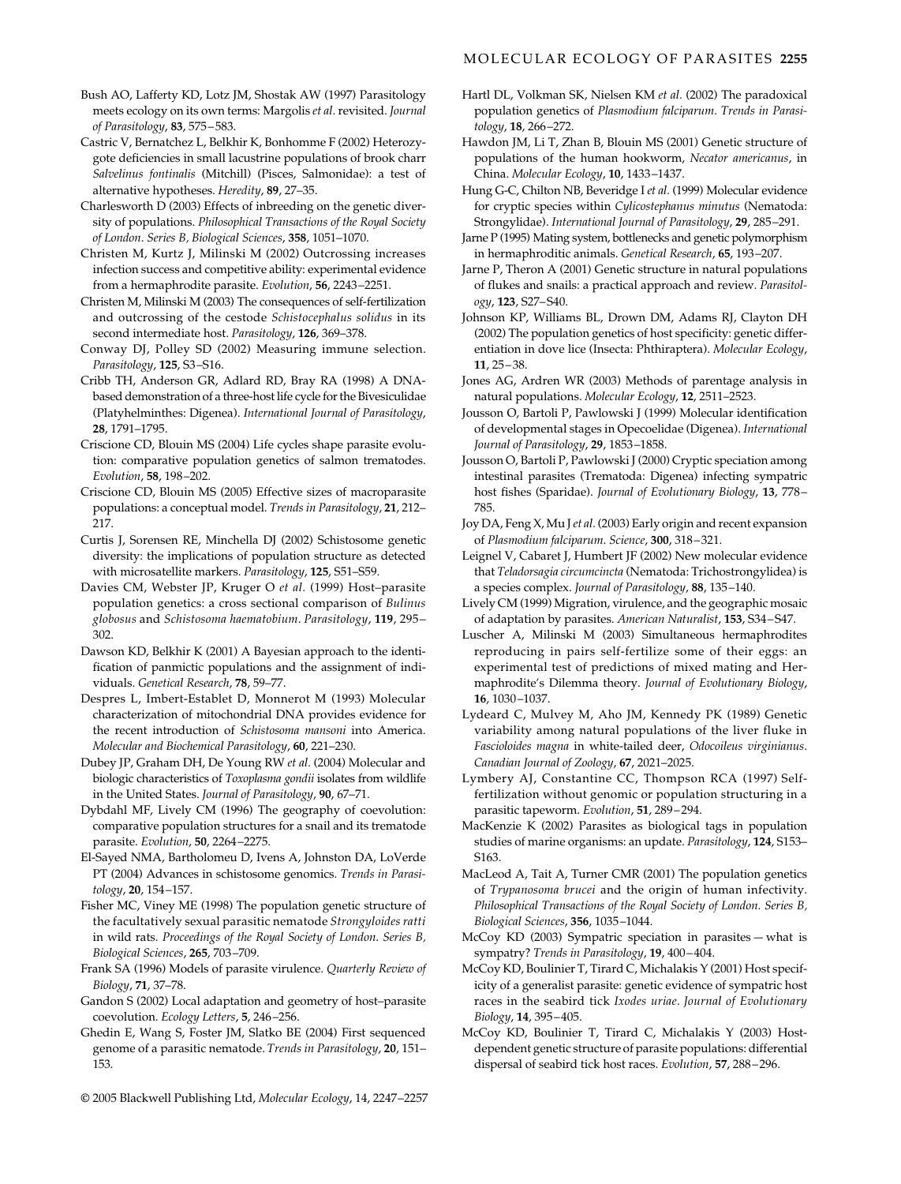Bush AO, Lafferty KD, Lotz JM, Shostak AW (1997) Parasitology meets ecology on its own terms: Margolis *et al.* revisited. *Journal of Parasitology*, **83**, 575–583.

Castric V, Bernatchez L, Belkhir K, Bonhomme F (2002) Heterozygote deficiencies in small lacustrine populations of brook charr *Salvelinus fontinalis* (Mitchill) (Pisces, Salmonidae): a test of alternative hypotheses. *Heredity*, **89**, 27–35.

Charlesworth D (2003) Effects of inbreeding on the genetic diversity of populations. *Philosophical Transactions of the Royal Society of London. Series B, Biological Sciences*, **358**, 1051–1070.

Christen M, Kurtz J, Milinski M (2002) Outcrossing increases infection success and competitive ability: experimental evidence from a hermaphrodite parasite. *Evolution*, **56**, 2243–2251.

Christen M, Milinski M (2003) The consequences of self-fertilization and outcrossing of the cestode *Schistocephalus solidus* in its second intermediate host. *Parasitology*, **126**, 369–378.

Conway DJ, Polley SD (2002) Measuring immune selection. *Parasitology*, **125**, S3–S16.

Cribb TH, Anderson GR, Adlard RD, Bray RA (1998) A DNA-based demonstration of a three-host life cycle for the Bivesiculidae (Platyhelminthes: Digenea). *International Journal of Parasitology*, **28**, 1791–1795.

Criscione CD, Blouin MS (2004) Life cycles shape parasite evolution: comparative population genetics of salmon trematodes. *Evolution*, **58**, 198–202.

Criscione CD, Blouin MS (2005) Effective sizes of macroparasite populations: a conceptual model. *Trends in Parasitology*, **21**, 212–217.

Curtis J, Sorensen RE, Minchella DJ (2002) Schistosome genetic diversity: the implications of population structure as detected with microsatellite markers. *Parasitology*, **125**, S51–S59.

Davies CM, Webster JP, Kruger O *et al.* (1999) Host–parasite population genetics: a cross sectional comparison of *Bulinus globosus* and *Schistosoma haematobium*. *Parasitology*, **119**, 295–302.

Dawson KD, Belkhir K (2001) A Bayesian approach to the identification of panmictic populations and the assignment of individuals. *Genetical Research*, **78**, 59–77.

Despres L, Imbert-Establet D, Monnerot M (1993) Molecular characterization of mitochondrial DNA provides evidence for the recent introduction of *Schistosoma mansoni* into America. *Molecular and Biochemical Parasitology*, **60**, 221–230.

Dubey JP, Graham DH, De Young RW *et al.* (2004) Molecular and biologic characteristics of *Toxoplasma gondii* isolates from wildlife in the United States. *Journal of Parasitology*, **90**, 67–71.

Dybdahl MF, Lively CM (1996) The geography of coevolution: comparative population structures for a snail and its trematode parasite. *Evolution*, **50**, 2264–2275.

El-Sayed NMA, Bartholomeu D, Ivens A, Johnston DA, LoVerde PT (2004) Advances in schistosome genomics. *Trends in Parasitology*, **20**, 154–157.

Fisher MC, Viney ME (1998) The population genetic structure of the facultatively sexual parasitic nematode *Strongyloides ratti* in wild rats. *Proceedings of the Royal Society of London. Series B, Biological Sciences*, **265**, 703–709.

Frank SA (1996) Models of parasite virulence. *Quarterly Review of Biology*, **71**, 37–78.

Gandon S (2002) Local adaptation and geometry of host–parasite coevolution. *Ecology Letters*, **5**, 246–256.

Ghedin E, Wang S, Foster JM, Slatko BE (2004) First sequenced genome of a parasitic nematode. *Trends in Parasitology*, **20**, 151–153.

Hartl DL, Volkman SK, Nielsen KM *et al.* (2002) The paradoxical population genetics of *Plasmodium falciparum*. *Trends in Parasitology*, **18**, 266–272.

Hawdon JM, Li T, Zhan B, Blouin MS (2001) Genetic structure of populations of the human hookworm, *Necator americanus*, in China. *Molecular Ecology*, **10**, 1433–1437.

Hung G-C, Chilton NB, Beveridge I *et al.* (1999) Molecular evidence for cryptic species within *Cylicostephanus minutus* (Nematoda: Strongylidae). *International Journal of Parasitology*, **29**, 285–291.

Jarne P (1995) Mating system, bottlenecks and genetic polymorphism in hermaphroditic animals. *Genetical Research*, **65**, 193–207.

Jarne P, Theron A (2001) Genetic structure in natural populations of flukes and snails: a practical approach and review. *Parasitology*, **123**, S27–S40.

Johnson KP, Williams BL, Drown DM, Adams RJ, Clayton DH (2002) The population genetics of host specificity: genetic differentiation in dove lice (Insecta: Phthiraptera). *Molecular Ecology*, **11**, 25–38.

Jones AG, Ardren WR (2003) Methods of parentage analysis in natural populations. *Molecular Ecology*, **12**, 2511–2523.

Jousson O, Bartoli P, Pawlowski J (1999) Molecular identification of developmental stages in Opecoelidae (Digenea). *International Journal of Parasitology*, **29**, 1853–1858.

Jousson O, Bartoli P, Pawlowski J (2000) Cryptic speciation among intestinal parasites (Trematoda: Digenea) infecting sympatric host fishes (Sparidae). *Journal of Evolutionary Biology*, **13**, 778–785.

Joy DA, Feng X, Mu J *et al.* (2003) Early origin and recent expansion of *Plasmodium falciparum*. *Science*, **300**, 318–321.

Leignel V, Cabaret J, Humbert JF (2002) New molecular evidence that *Teladorsagia circumcincta* (Nematoda: Trichostrongylidea) is a species complex. *Journal of Parasitology*, **88**, 135–140.

Lively CM (1999) Migration, virulence, and the geographic mosaic of adaptation by parasites. *American Naturalist*, **153**, S34–S47.

Luscher A, Milinski M (2003) Simultaneous hermaphrodites reproducing in pairs self-fertilize some of their eggs: an experimental test of predictions of mixed mating and Hermaphrodite's Dilemma theory. *Journal of Evolutionary Biology*, **16**, 1030–1037.

Lydeard C, Mulvey M, Aho JM, Kennedy PK (1989) Genetic variability among natural populations of the liver fluke in *Fascioloides magna* in white-tailed deer, *Odocoileus virginianus*. *Canadian Journal of Zoology*, **67**, 2021–2025.

Lymbery AJ, Constantine CC, Thompson RCA (1997) Self-fertilization without genomic or population structuring in a parasitic tapeworm. *Evolution*, **51**, 289–294.

MacKenzie K (2002) Parasites as biological tags in population studies of marine organisms: an update. *Parasitology*, **124**, S153–S163.

MacLeod A, Tait A, Turner CMR (2001) The population genetics of *Trypanosoma brucei* and the origin of human infectivity. *Philosophical Transactions of the Royal Society of London. Series B, Biological Sciences*, **356**, 1035–1044.

McCoy KD (2003) Sympatric speciation in parasites — what is sympatry? *Trends in Parasitology*, **19**, 400–404.

McCoy KD, Boulinier T, Tirard C, Michalakis Y (2001) Host specificity of a generalist parasite: genetic evidence of sympatric host races in the seabird tick *Ixodes uriae*. *Journal of Evolutionary Biology*, **14**, 395–405.

McCoy KD, Boulinier T, Tirard C, Michalakis Y (2003) Host-dependent genetic structure of parasite populations: differential dispersal of seabird tick host races. *Evolution*, **57**, 288–296.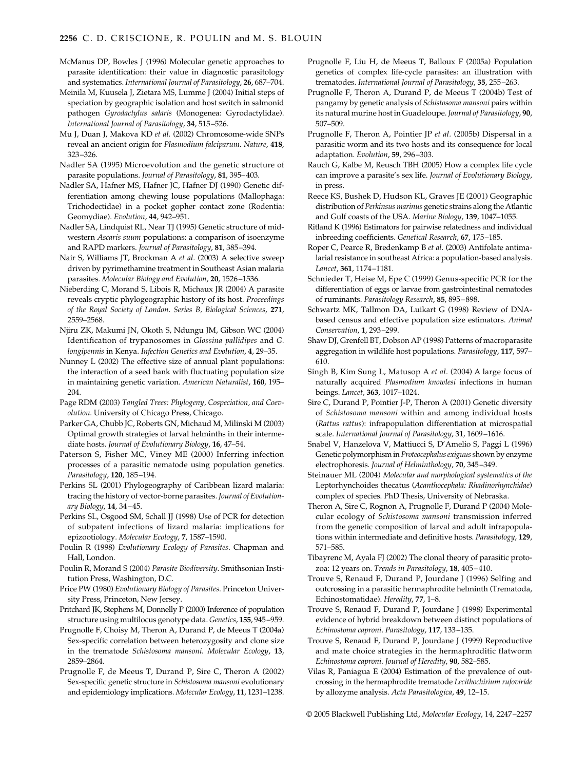McManus DP, Bowles J (1996) Molecular genetic approaches to parasite identification: their value in diagnostic parasitology and systematics. *International Journal of Parasitology*, **26**, 687–704.

Meinila M, Kuusela J, Zietara MS, Lumme J (2004) Initial steps of speciation by geographic isolation and host switch in salmonid pathogen *Gyrodactylus salaris* (Monogenea: Gyrodactylidae). *International Journal of Parasitology*, **34**, 515–526.

Mu J, Duan J, Makova KD *et al.* (2002) Chromosome-wide SNPs reveal an ancient origin for *Plasmodium falciparum*. *Nature*, **418**, 323–326.

Nadler SA (1995) Microevolution and the genetic structure of parasite populations. *Journal of Parasitology*, **81**, 395–403.

Nadler SA, Hafner MS, Hafner JC, Hafner DJ (1990) Genetic differentiation among chewing louse populations (Mallophaga: Trichodectidae) in a pocket gopher contact zone (Rodentia: Geomydiae). *Evolution*, **44**, 942–951.

Nadler SA, Lindquist RL, Near TJ (1995) Genetic structure of midwestern *Ascaris suum* populations: a comparison of isoenzyme and RAPD markers. *Journal of Parasitology*, **81**, 385–394.

Nair S, Williams JT, Brockman A *et al.* (2003) A selective sweep driven by pyrimethamine treatment in Southeast Asian malaria parasites. *Molecular Biology and Evolution*, **20**, 1526–1536.

Nieberding C, Morand S, Libois R, Michaux JR (2004) A parasite reveals cryptic phylogeographic history of its host. *Proceedings of the Royal Society of London. Series B, Biological Sciences*, **271**, 2559–2568.

Njiru ZK, Makumi JN, Okoth S, Ndungu JM, Gibson WC (2004) Identification of trypanosomes in *Glossina pallidipes* and *G. longipennis* in Kenya. *Infection Genetics and Evolution*, **4**, 29–35.

Nunney L (2002) The effective size of annual plant populations: the interaction of a seed bank with fluctuating population size in maintaining genetic variation. *American Naturalist*, **160**, 195–204.

Page RDM (2003) *Tangled Trees: Phylogeny, Cospeciation, and Coevolution*. University of Chicago Press, Chicago.

Parker GA, Chubb JC, Roberts GN, Michaud M, Milinski M (2003) Optimal growth strategies of larval helminths in their intermediate hosts. *Journal of Evolutionary Biology*, **16**, 47–54.

Paterson S, Fisher MC, Viney ME (2000) Inferring infection processes of a parasitic nematode using population genetics. *Parasitology*, **120**, 185–194.

Perkins SL (2001) Phylogeography of Caribbean lizard malaria: tracing the history of vector-borne parasites. *Journal of Evolutionary Biology*, **14**, 34–45.

Perkins SL, Osgood SM, Schall JJ (1998) Use of PCR for detection of subpatent infections of lizard malaria: implications for epizootiology. *Molecular Ecology*, **7**, 1587–1590.

Poulin R (1998) *Evolutionary Ecology of Parasites*. Chapman and Hall, London.

Poulin R, Morand S (2004) *Parasite Biodiversity*. Smithsonian Institution Press, Washington, D.C.

Price PW (1980) *Evolutionary Biology of Parasites*. Princeton University Press, Princeton, New Jersey.

Pritchard JK, Stephens M, Donnelly P (2000) Inference of population structure using multilocus genotype data. *Genetics*, **155**, 945–959.

Prugnolle F, Choisy M, Theron A, Durand P, de Meeus T (2004a) Sex-specific correlation between heterozygosity and clone size in the trematode *Schistosoma mansoni*. *Molecular Ecology*, **13**, 2859–2864.

Prugnolle F, de Meeus T, Durand P, Sire C, Theron A (2002) Sex-specific genetic structure in *Schistosoma mansoni* evolutionary and epidemiology implications. *Molecular Ecology*, **11**, 1231–1238.

Prugnolle F, Liu H, de Meeus T, Balloux F (2005a) Population genetics of complex life-cycle parasites: an illustration with trematodes. *International Journal of Parasitology*, **35**, 255–263.

Prugnolle F, Theron A, Durand P, de Meeus T (2004b) Test of pangamy by genetic analysis of *Schistosoma mansoni* pairs within its natural murine host in Guadeloupe. *Journal of Parasitology*, **90**, 507–509.

Prugnolle F, Theron A, Pointier JP *et al.* (2005b) Dispersal in a parasitic worm and its two hosts and its consequence for local adaptation. *Evolution*, **59**, 296–303.

Rauch G, Kalbe M, Reusch TBH (2005) How a complex life cycle can improve a parasite's sex life. *Journal of Evolutionary Biology*, in press.

Reece KS, Bushek D, Hudson KL, Graves JE (2001) Geographic distribution of *Perkinsus marinus* genetic strains along the Atlantic and Gulf coasts of the USA. *Marine Biology*, **139**, 1047–1055.

Ritland K (1996) Estimators for pairwise relatedness and individual inbreeding coefficients. *Genetical Research*, **67**, 175–185.

Roper C, Pearce R, Bredenkamp B *et al.* (2003) Antifolate antimalarial resistance in southeast Africa: a population-based analysis. *Lancet*, **361**, 1174–1181.

Schnieder T, Heise M, Epe C (1999) Genus-specific PCR for the differentiation of eggs or larvae from gastrointestinal nematodes of ruminants. *Parasitology Research*, **85**, 895–898.

Schwartz MK, Tallmon DA, Luikart G (1998) Review of DNA-based census and effective population size estimators. *Animal Conservation*, **1**, 293–299.

Shaw DJ, Grenfell BT, Dobson AP (1998) Patterns of macroparasite aggregation in wildlife host populations. *Parasitology*, **117**, 597–610.

Singh B, Kim Sung L, Matusop A *et al.* (2004) A large focus of naturally acquired *Plasmodium knowlesi* infections in human beings. *Lancet*, **363**, 1017–1024.

Sire C, Durand P, Pointier J-P, Theron A (2001) Genetic diversity of *Schistosoma mansoni* within and among individual hosts (*Rattus rattus*): infrapopulation differentiation at microspatial scale. *International Journal of Parasitology*, **31**, 1609–1616.

Snabel V, Hanzelova V, Mattiucci S, D'Amelio S, Paggi L (1996) Genetic polymorphism in *Proteocephalus exiguus* shown by enzyme electrophoresis. *Journal of Helminthology*, **70**, 345–349.

Steinauer ML (2004) *Molecular and morphological systematics of the* Leptorhynchoides thecatus (*Acanthocephala: Rhadinorhynchidae*) complex of species. PhD Thesis, University of Nebraska.

Theron A, Sire C, Rognon A, Prugnolle F, Durand P (2004) Molecular ecology of *Schistosoma mansoni* transmission inferred from the genetic composition of larval and adult infrapopulations within intermediate and definitive hosts. *Parasitology*, **129**, 571–585.

Tibayrenc M, Ayala FJ (2002) The clonal theory of parasitic protozoa: 12 years on. *Trends in Parasitology*, **18**, 405–410.

Trouve S, Renaud F, Durand P, Jourdane J (1996) Selfing and outcrossing in a parasitic hermaphrodite helminth (Trematoda, Echinostomatidae). *Heredity*, **77**, 1–8.

Trouve S, Renaud F, Durand P, Jourdane J (1998) Experimental evidence of hybrid breakdown between distinct populations of *Echinostoma caproni*. *Parasitology*, **117**, 133–135.

Trouve S, Renaud F, Durand P, Jourdane J (1999) Reproductive and mate choice strategies in the hermaphroditic flatworm *Echinostoma caproni*. *Journal of Heredity*, **90**, 582–585.

Vilas R, Paniagua E (2004) Estimation of the prevalence of outcrossing in the hermaphrodite trematode *Lecithochirium rufoviride* by allozyme analysis. *Acta Parasitologica*, **49**, 12–15.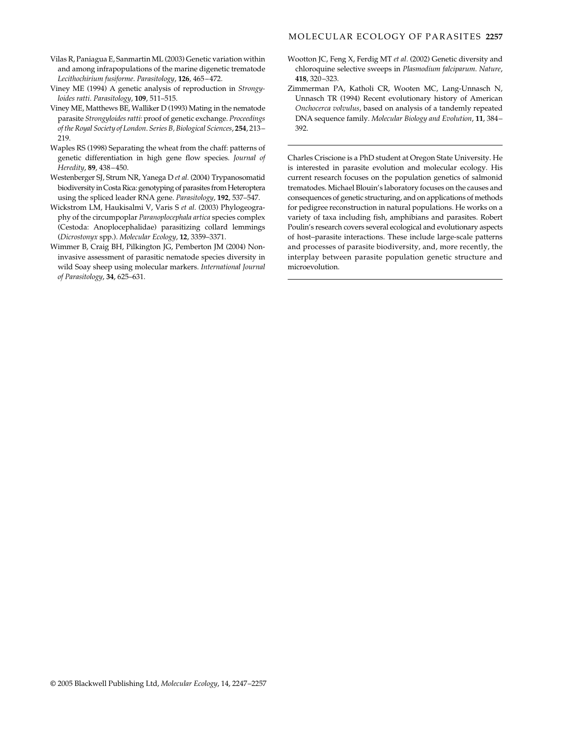Vilas R, Paniagua E, Sanmartin ML (2003) Genetic variation within and among infrapopulations of the marine digenetic trematode *Lecithochirium fusiforme*. *Parasitology*, **126**, 465–472.

Viney ME (1994) A genetic analysis of reproduction in *Strongyloides ratti*. *Parasitology*, **109**, 511–515.

Viney ME, Matthews BE, Walliker D (1993) Mating in the nematode parasite *Strongyloides ratti*: proof of genetic exchange. *Proceedings of the Royal Society of London. Series B, Biological Sciences*, **254**, 213–219.

Waples RS (1998) Separating the wheat from the chaff: patterns of genetic differentiation in high gene flow species. *Journal of Heredity*, **89**, 438–450.

Westenberger SJ, Strum NR, Yanega D *et al.* (2004) Trypanosomatid biodiversity in Costa Rica: genotyping of parasites from Heteroptera using the spliced leader RNA gene. *Parasitology*, **192**, 537–547.

Wickstrom LM, Haukisalmi V, Varis S *et al.* (2003) Phylogeography of the circumpoplar *Paranoplocephala artica* species complex (Cestoda: Anoplocephalidae) parasitizing collard lemmings (*Dicrostonyx* spp.). *Molecular Ecology*, **12**, 3359–3371.

Wimmer B, Craig BH, Pilkington JG, Pemberton JM (2004) Non-invasive assessment of parasitic nematode species diversity in wild Soay sheep using molecular markers. *International Journal of Parasitology*, **34**, 625–631.

Wootton JC, Feng X, Ferdig MT *et al.* (2002) Genetic diversity and chloroquine selective sweeps in *Plasmodium falciparum*. *Nature*, **418**, 320–323.

Zimmerman PA, Katholi CR, Wooten MC, Lang-Unnasch N, Unnasch TR (1994) Recent evolutionary history of American *Onchocerca volvulus*, based on analysis of a tandemly repeated DNA sequence family. *Molecular Biology and Evolution*, **11**, 384–392.

---

Charles Criscione is a PhD student at Oregon State University. He is interested in parasite evolution and molecular ecology. His current research focuses on the population genetics of salmonid trematodes. Michael Blouin's laboratory focuses on the causes and consequences of genetic structuring, and on applications of methods for pedigree reconstruction in natural populations. He works on a variety of taxa including fish, amphibians and parasites. Robert Poulin's research covers several ecological and evolutionary aspects of host–parasite interactions. These include large-scale patterns and processes of parasite biodiversity, and, more recently, the interplay between parasite population genetic structure and microevolution.

---